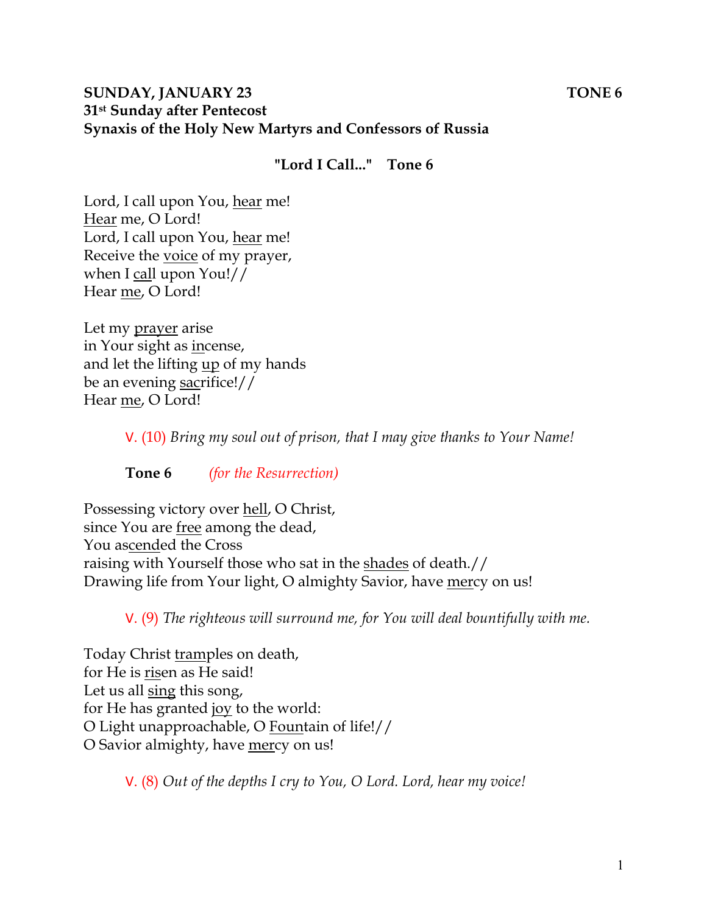**SUNDAY, JANUARY 23 TONE 6**
**31st Sunday after Pentecost**
**Synaxis of the Holy New Martyrs and Confessors of Russia**

**"Lord I Call..." Tone 6**

Lord, I call upon You, hear me!
Hear me, O Lord!
Lord, I call upon You, hear me!
Receive the voice of my prayer,
when I call upon You!//
Hear me, O Lord!

Let my prayer arise
in Your sight as incense,
and let the lifting up of my hands
be an evening sacrifice!//
Hear me, O Lord!

V. (10) *Bring my soul out of prison, that I may give thanks to Your Name!*

**Tone 6** *(for the Resurrection)*

Possessing victory over hell, O Christ,
since You are free among the dead,
You ascended the Cross
raising with Yourself those who sat in the shades of death.//
Drawing life from Your light, O almighty Savior, have mercy on us!

V. (9) *The righteous will surround me, for You will deal bountifully with me.*

Today Christ tramples on death,
for He is risen as He said!
Let us all sing this song,
for He has granted joy to the world:
O Light unapproachable, O Fountain of life!//
O Savior almighty, have mercy on us!

V. (8) *Out of the depths I cry to You, O Lord. Lord, hear my voice!*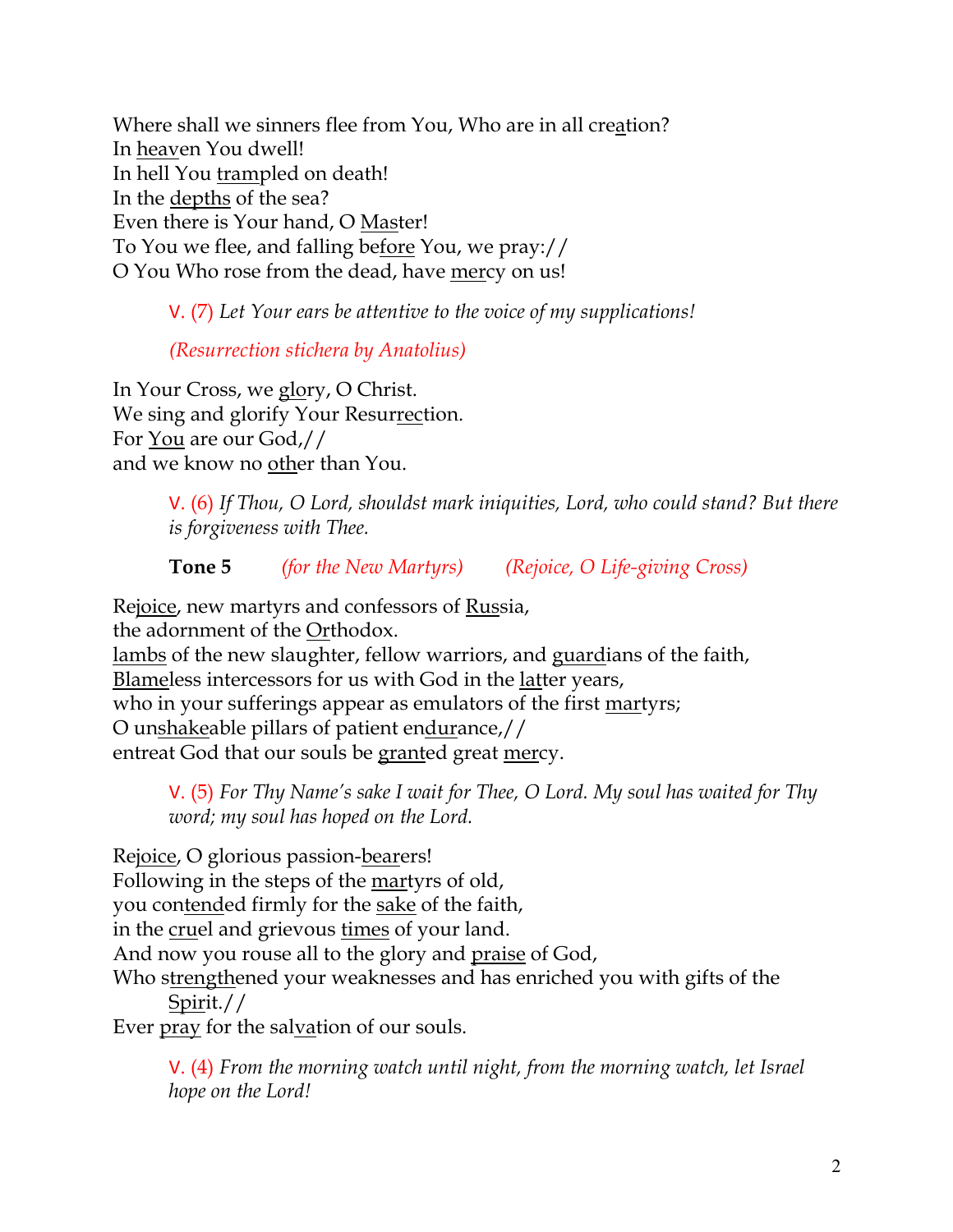Where shall we sinners flee from You, Who are in all creation?
In heaven You dwell!
In hell You trampled on death!
In the depths of the sea?
Even there is Your hand, O Master!
To You we flee, and falling before You, we pray://
O You Who rose from the dead, have mercy on us!

> V. (7) *Let Your ears be attentive to the voice of my supplications!*
>
> *(Resurrection stichera by Anatolius)*

In Your Cross, we glory, O Christ.
We sing and glorify Your Resurrection.
For You are our God,//
and we know no other than You.

> V. (6) *If Thou, O Lord, shouldst mark iniquities, Lord, who could stand? But there is forgiveness with Thee.*
>
> **Tone 5** *(for the New Martyrs)* *(Rejoice, O Life-giving Cross)*

Rejoice, new martyrs and confessors of Russia,
the adornment of the Orthodox.
lambs of the new slaughter, fellow warriors, and guardians of the faith,
Blameless intercessors for us with God in the latter years,
who in your sufferings appear as emulators of the first martyrs;
O unshakeable pillars of patient endurance,//
entreat God that our souls be granted great mercy.

> V. (5) *For Thy Name's sake I wait for Thee, O Lord. My soul has waited for Thy word; my soul has hoped on the Lord.*

Rejoice, O glorious passion-bearers!
Following in the steps of the martyrs of old,
you contended firmly for the sake of the faith,
in the cruel and grievous times of your land.
And now you rouse all to the glory and praise of God,
Who strengthened your weaknesses and has enriched you with gifts of the Spirit.//
Ever pray for the salvation of our souls.

> V. (4) *From the morning watch until night, from the morning watch, let Israel hope on the Lord!*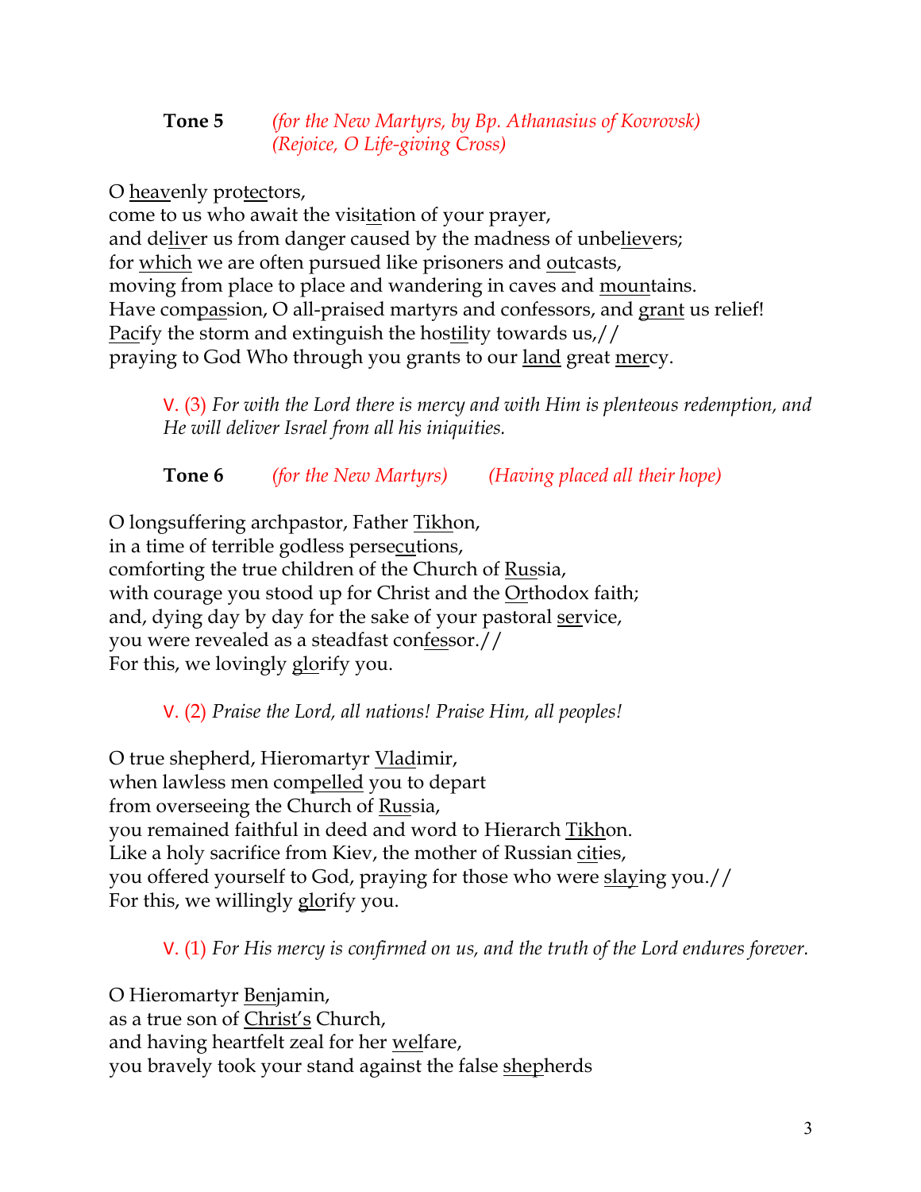**Tone 5** *(for the New Martyrs, by Bp. Athanasius of Kovrovsk)*
*(Rejoice, O Life-giving Cross)*

O heavenly protectors,
come to us who await the visitation of your prayer,
and deliver us from danger caused by the madness of unbelievers;
for which we are often pursued like prisoners and outcasts,
moving from place to place and wandering in caves and mountains.
Have compassion, O all-praised martyrs and confessors, and grant us relief!
Pacify the storm and extinguish the hostility towards us,//
praying to God Who through you grants to our land great mercy.

> V. (3) *For with the Lord there is mercy and with Him is plenteous redemption, and He will deliver Israel from all his iniquities.*

**Tone 6** *(for the New Martyrs)* *(Having placed all their hope)*

O longsuffering archpastor, Father Tikhon,
in a time of terrible godless persecutions,
comforting the true children of the Church of Russia,
with courage you stood up for Christ and the Orthodox faith;
and, dying day by day for the sake of your pastoral service,
you were revealed as a steadfast confessor.//
For this, we lovingly glorify you.

> V. (2) *Praise the Lord, all nations! Praise Him, all peoples!*

O true shepherd, Hieromartyr Vladimir,
when lawless men compelled you to depart
from overseeing the Church of Russia,
you remained faithful in deed and word to Hierarch Tikhon.
Like a holy sacrifice from Kiev, the mother of Russian cities,
you offered yourself to God, praying for those who were slaying you.//
For this, we willingly glorify you.

> V. (1) *For His mercy is confirmed on us, and the truth of the Lord endures forever.*

O Hieromartyr Benjamin,
as a true son of Christ's Church,
and having heartfelt zeal for her welfare,
you bravely took your stand against the false shepherds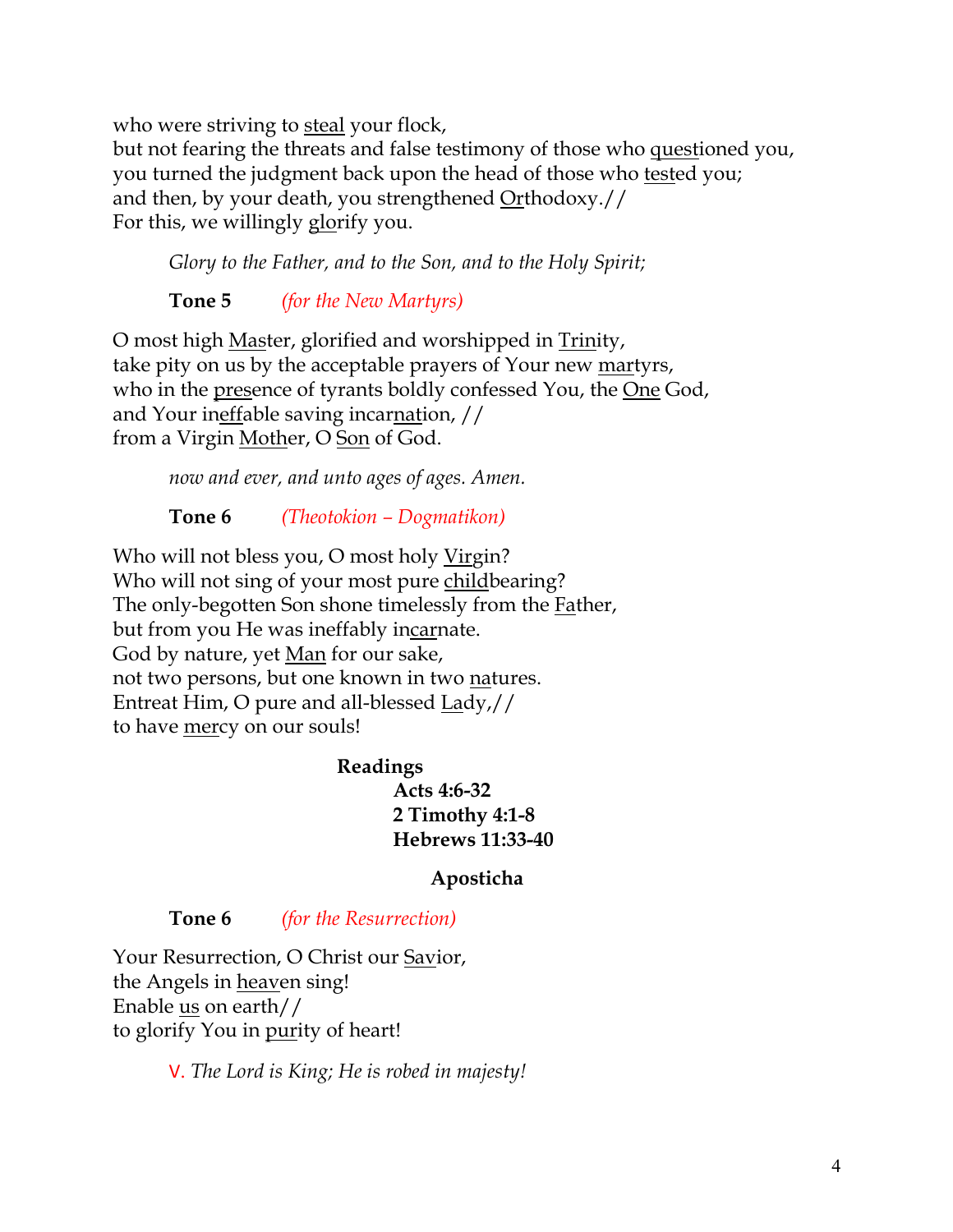who were striving to <u>steal</u> your flock,
but not fearing the threats and false testimony of those who <u>quest</u>ioned you,
you turned the judgment back upon the head of those who <u>test</u>ed you;
and then, by your death, you strengthened <u>Or</u>thodoxy.//
For this, we willingly <u>glo</u>rify you.

*Glory to the Father, and to the Son, and to the Holy Spirit;*

**Tone 5** *(for the New Martyrs)*

O most high <u>Mas</u>ter, glorified and worshipped in <u>Trin</u>ity,
take pity on us by the acceptable prayers of Your new <u>mar</u>tyrs,
who in the <u>pres</u>ence of tyrants boldly confessed You, the <u>One</u> God,
and Your in<u>eff</u>able saving incar<u>nat</u>ion, //
from a Virgin <u>Moth</u>er, O <u>Son</u> of God.

*now and ever, and unto ages of ages. Amen.*

**Tone 6** *(Theotokion – Dogmatikon)*

Who will not bless you, O most holy <u>Vir</u>gin?
Who will not sing of your most pure <u>child</u>bearing?
The only-begotten Son shone timelessly from the <u>Fa</u>ther,
but from you He was ineffably in<u>car</u>nate.
God by nature, yet <u>Man</u> for our sake,
not two persons, but one known in two <u>na</u>tures.
Entreat Him, O pure and all-blessed <u>La</u>dy,//
to have <u>mer</u>cy on our souls!

**Readings**

**Acts 4:6-32**
**2 Timothy 4:1-8**
**Hebrews 11:33-40**

**Aposticha**

**Tone 6** *(for the Resurrection)*

Your Resurrection, O Christ our <u>Sav</u>ior,
the Angels in <u>heav</u>en sing!
Enable <u>us</u> on earth//
to glorify You in <u>pur</u>ity of heart!

V. *The Lord is King; He is robed in majesty!*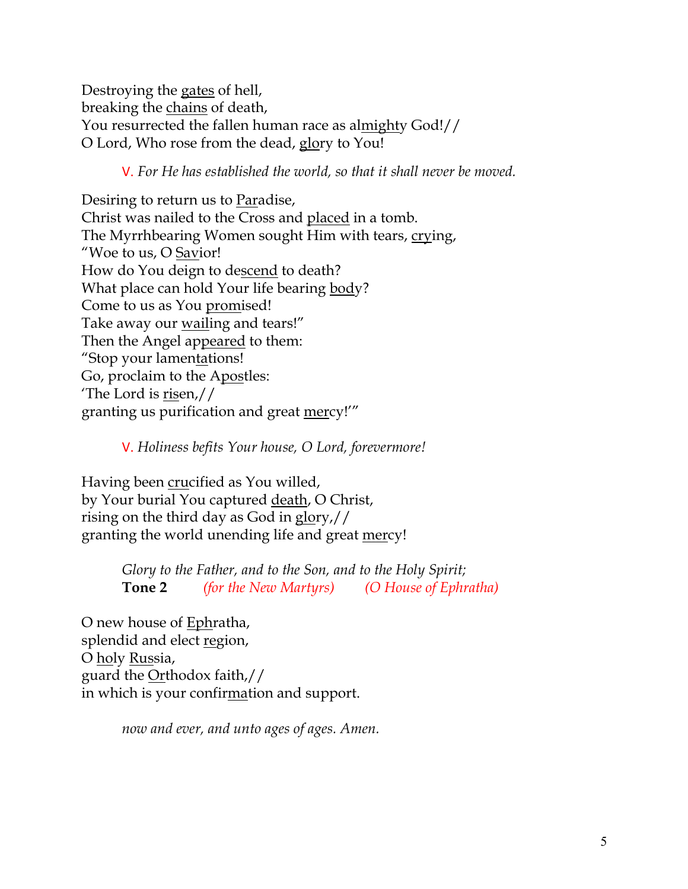Destroying the <u>gates</u> of hell,
breaking the <u>chains</u> of death,
You resurrected the fallen human race as al<u>mighty</u> God!//
O Lord, Who rose from the dead, <u>glo</u>ry to You!

> V. *For He has established the world, so that it shall never be moved.*

Desiring to return us to <u>Par</u>adise,
Christ was nailed to the Cross and <u>placed</u> in a tomb.
The Myrrhbearing Women sought Him with tears, <u>cry</u>ing,
"Woe to us, O <u>Sav</u>ior!
How do You deign to de<u>scend</u> to death?
What place can hold Your life bearing <u>bod</u>y?
Come to us as You <u>prom</u>ised!
Take away our <u>wail</u>ing and tears!"
Then the Angel ap<u>peared</u> to them:
"Stop your lamen<u>ta</u>tions!
Go, proclaim to the A<u>pos</u>tles:
'The Lord is <u>ris</u>en,//
granting us purification and great <u>mer</u>cy!'"

> V. *Holiness befits Your house, O Lord, forevermore!*

Having been <u>cru</u>cified as You willed,
by Your burial You captured <u>death</u>, O Christ,
rising on the third day as God in <u>glo</u>ry,//
granting the world unending life and great <u>mer</u>cy!

> *Glory to the Father, and to the Son, and to the Holy Spirit;*
> **Tone 2** *(for the New Martyrs)* *(O House of Ephratha)*

O new house of <u>Eph</u>ratha,
splendid and elect <u>re</u>gion,
O <u>ho</u>ly <u>Rus</u>sia,
guard the <u>Or</u>thodox faith,//
in which is your confir<u>ma</u>tion and support.

> *now and ever, and unto ages of ages. Amen.*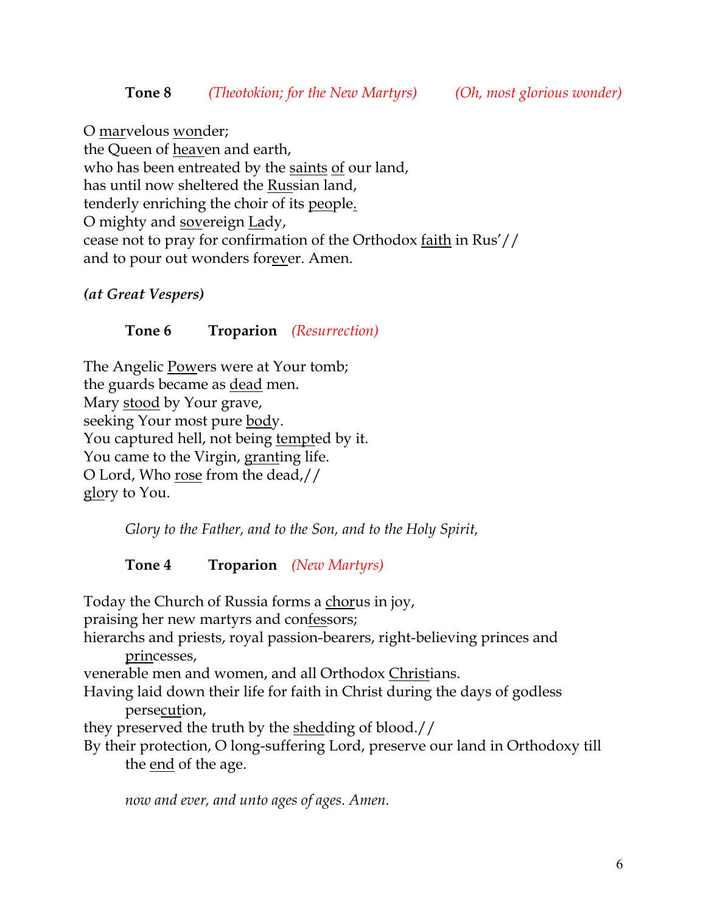**Tone 8** *(Theotokion; for the New Martyrs)* *(Oh, most glorious wonder)*

O <u>mar</u>velous <u>won</u>der;
the Queen of <u>heav</u>en and earth,
who has been entreated by the <u>saints</u> <u>of</u> our land,
has until now sheltered the <u>Rus</u>sian land,
tenderly enriching the choir of its <u>people</u>.
O mighty and <u>sov</u>ereign <u>La</u>dy,
cease not to pray for confirmation of the Orthodox <u>faith</u> in Rus'//
and to pour out wonders for<u>ev</u>er. Amen.

***(at Great Vespers)***

**Tone 6** **Troparion** *(Resurrection)*

The Angelic <u>Pow</u>ers were at Your tomb;
the guards became as <u>dead</u> men.
Mary <u>stood</u> by Your grave,
seeking Your most pure <u>bod</u>y.
You captured hell, not being <u>tempt</u>ed by it.
You came to the Virgin, <u>grant</u>ing life.
O Lord, Who <u>rose</u> from the dead,//
<u>glo</u>ry to You.

*Glory to the Father, and to the Son, and to the Holy Spirit,*

**Tone 4** **Troparion** *(New Martyrs)*

Today the Church of Russia forms a <u>chor</u>us in joy,
praising her new martyrs and con<u>fes</u>sors;
hierarchs and priests, royal passion-bearers, right-believing princes and <u>prin</u>cesses,
venerable men and women, and all Orthodox <u>Chris</u>tians.
Having laid down their life for faith in Christ during the days of godless perse<u>cut</u>ion,
they preserved the truth by the <u>shed</u>ding of blood.//
By their protection, O long-suffering Lord, preserve our land in Orthodoxy till the <u>end</u> of the age.

*now and ever, and unto ages of ages. Amen.*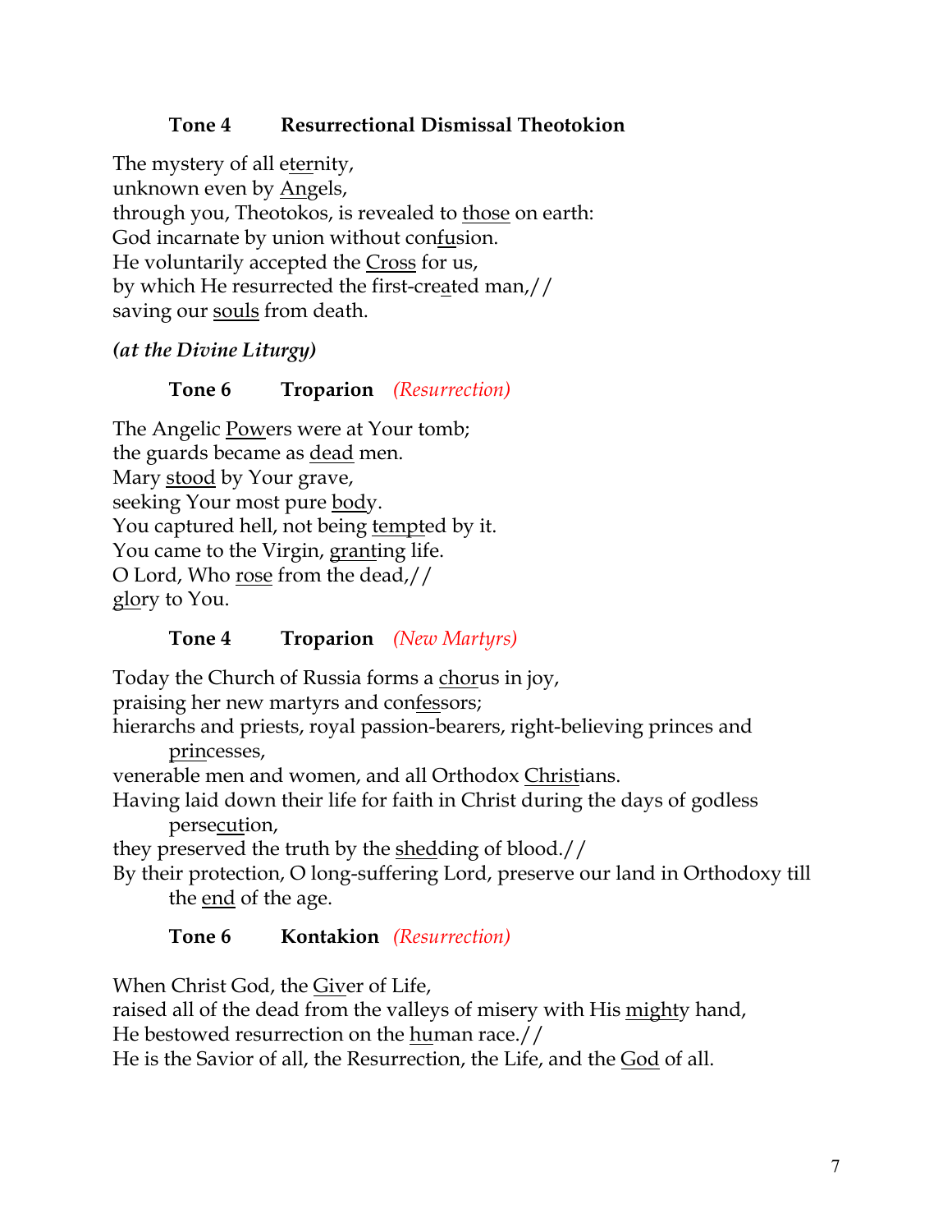**Tone 4 Resurrectional Dismissal Theotokion**

The mystery of all eternity,
unknown even by Angels,
through you, Theotokos, is revealed to those on earth:
God incarnate by union without confusion.
He voluntarily accepted the Cross for us,
by which He resurrected the first-created man,//
saving our souls from death.

***(at the Divine Liturgy)***

**Tone 6 Troparion** *(Resurrection)*

The Angelic Powers were at Your tomb;
the guards became as dead men.
Mary stood by Your grave,
seeking Your most pure body.
You captured hell, not being tempted by it.
You came to the Virgin, granting life.
O Lord, Who rose from the dead,//
glory to You.

**Tone 4 Troparion** *(New Martyrs)*

Today the Church of Russia forms a chorus in joy,
praising her new martyrs and confessors;
hierarchs and priests, royal passion-bearers, right-believing princes and princesses,
venerable men and women, and all Orthodox Christians.
Having laid down their life for faith in Christ during the days of godless persecution,
they preserved the truth by the shedding of blood.//
By their protection, O long-suffering Lord, preserve our land in Orthodoxy till the end of the age.

**Tone 6 Kontakion** *(Resurrection)*

When Christ God, the Giver of Life,
raised all of the dead from the valleys of misery with His mighty hand,
He bestowed resurrection on the human race.//
He is the Savior of all, the Resurrection, the Life, and the God of all.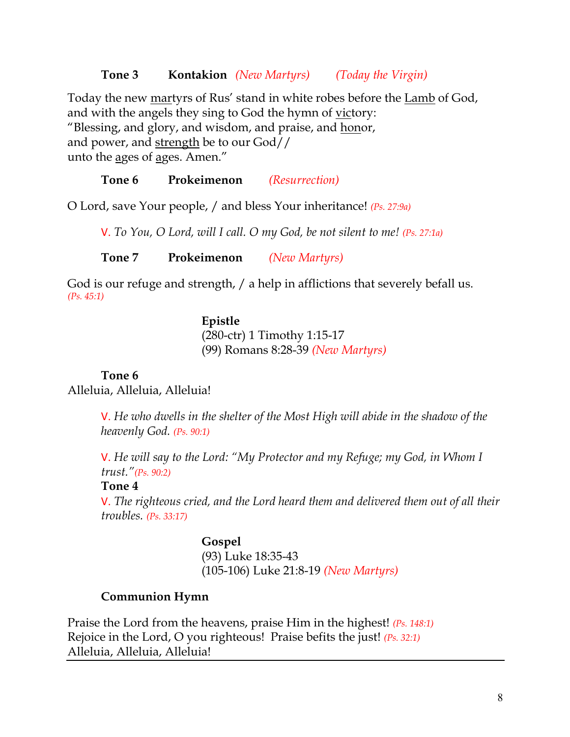**Tone 3** **Kontakion** *(New Martyrs)* *(Today the Virgin)*

Today the new <u>mar</u>tyrs of Rus' stand in white robes before the <u>Lamb</u> of God,
and with the angels they sing to God the hymn of <u>vic</u>tory:
"Blessing, and glory, and wisdom, and praise, and <u>hon</u>or,
and power, and <u>strength</u> be to our God//
unto the <u>a</u>ges of <u>a</u>ges. Amen."

**Tone 6** **Prokeimenon** *(Resurrection)*

O Lord, save Your people, / and bless Your inheritance! *(Ps. 27:9a)*

> V. *To You, O Lord, will I call. O my God, be not silent to me!* *(Ps. 27:1a)*

**Tone 7** **Prokeimenon** *(New Martyrs)*

God is our refuge and strength, / a help in afflictions that severely befall us. *(Ps. 45:1)*

**Epistle**
(280-ctr) 1 Timothy 1:15-17
(99) Romans 8:28-39 *(New Martyrs)*

**Tone 6**
Alleluia, Alleluia, Alleluia!

> V. *He who dwells in the shelter of the Most High will abide in the shadow of the heavenly God.* *(Ps. 90:1)*
>
> V. *He will say to the Lord: "My Protector and my Refuge; my God, in Whom I trust."* *(Ps. 90:2)*
>
> **Tone 4**
> V. *The righteous cried, and the Lord heard them and delivered them out of all their troubles.* *(Ps. 33:17)*

**Gospel**
(93) Luke 18:35-43
(105-106) Luke 21:8-19 *(New Martyrs)*

**Communion Hymn**

Praise the Lord from the heavens, praise Him in the highest! *(Ps. 148:1)*
Rejoice in the Lord, O you righteous! Praise befits the just! *(Ps. 32:1)*
Alleluia, Alleluia, Alleluia!